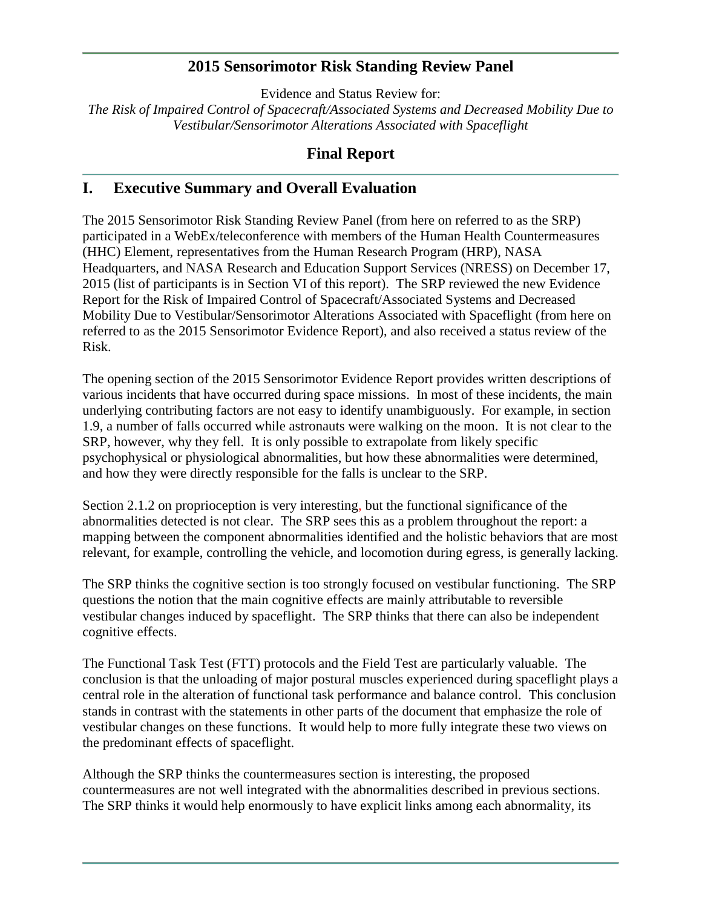# 2015 Sensorimotor Risk Standing Review Panel

Evidence and Status Review for:

*The Risk of Impaired Control of Spacecraft/Associated Systems and Decreased Mobility Due to Vestibular/Sensorimotor Alterations Associated with Spaceflight*

## Final Report

## I. Executive Summary and Overall Evaluation

The 2015 Sensorimotor Risk Standing Review Panel (from here on referred to as the SRP) participated in a WebEx/teleconference with members of the Human Health Countermeasures (HHC) Element, representatives from the Human Research Program (HRP), NASA Headquarters, and NASA Research and Education Support Services (NRESS) on December 17, 2015 (list of participants is in Section VI of this report). The SRP reviewed the new Evidence Report for the Risk of Impaired Control of Spacecraft/Associated Systems and Decreased Mobility Due to Vestibular/Sensorimotor Alterations Associated with Spaceflight (from here on referred to as the 2015 Sensorimotor Evidence Report), and also received a status review of the Risk.

The opening section of the 2015 Sensorimotor Evidence Report provides written descriptions of various incidents that have occurred during space missions. In most of these incidents, the main underlying contributing factors are not easy to identify unambiguously. For example, in section 1.9, a number of falls occurred while astronauts were walking on the moon. It is not clear to the SRP, however, why they fell. It is only possible to extrapolate from likely specific psychophysical or physiological abnormalities, but how these abnormalities were determined, and how they were directly responsible for the falls is unclear to the SRP.

Section 2.1.2 on proprioception is very interesting, but the functional significance of the abnormalities detected is not clear. The SRP sees this as a problem throughout the report: a mapping between the component abnormalities identified and the holistic behaviors that are most relevant, for example, controlling the vehicle, and locomotion during egress, is generally lacking.

The SRP thinks the cognitive section is too strongly focused on vestibular functioning. The SRP questions the notion that the main cognitive effects are mainly attributable to reversible vestibular changes induced by spaceflight. The SRP thinks that there can also be independent cognitive effects.

The Functional Task Test (FTT) protocols and the Field Test are particularly valuable. The conclusion is that the unloading of major postural muscles experienced during spaceflight plays a central role in the alteration of functional task performance and balance control. This conclusion stands in contrast with the statements in other parts of the document that emphasize the role of vestibular changes on these functions. It would help to more fully integrate these two views on the predominant effects of spaceflight.

Although the SRP thinks the countermeasures section is interesting, the proposed countermeasures are not well integrated with the abnormalities described in previous sections. The SRP thinks it would help enormously to have explicit links among each abnormality, its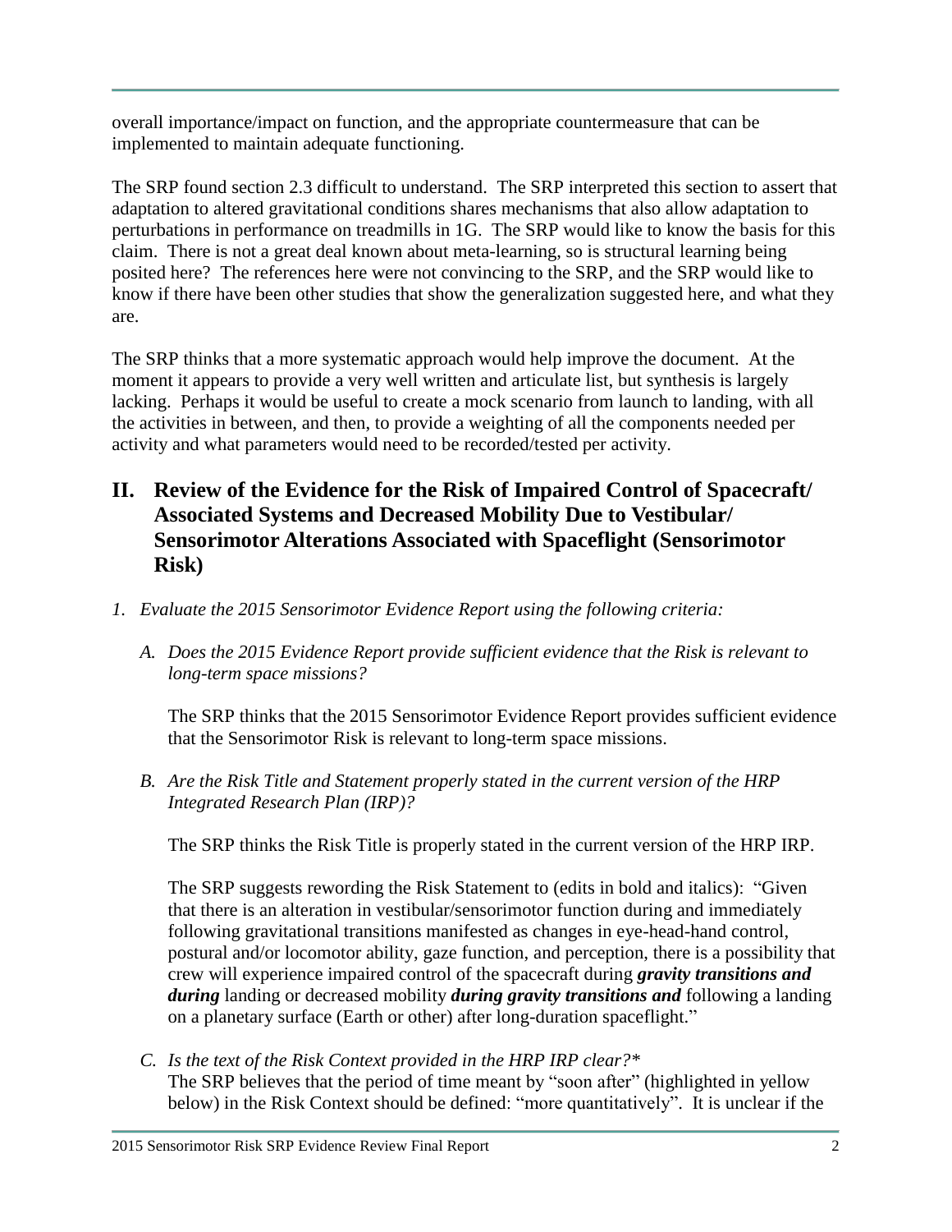overall importance/impact on function, and the appropriate countermeasure that can be implemented to maintain adequate functioning.

The SRP found section 2.3 difficult to understand. The SRP interpreted this section to assert that adaptation to altered gravitational conditions shares mechanisms that also allow adaptation to perturbations in performance on treadmills in 1G. The SRP would like to know the basis for this claim. There is not a great deal known about meta-learning, so is structural learning being posited here? The references here were not convincing to the SRP, and the SRP would like to know if there have been other studies that show the generalization suggested here, and what they are.

The SRP thinks that a more systematic approach would help improve the document. At the moment it appears to provide a very well written and articulate list, but synthesis is largely lacking. Perhaps it would be useful to create a mock scenario from launch to landing, with all the activities in between, and then, to provide a weighting of all the components needed per activity and what parameters would need to be recorded/tested per activity.

## II. Review of the Evidence for the Risk of Impaired Control of Spacecraft/ Associated Systems and Decreased Mobility Due to Vestibular/ Sensorimotor Alterations Associated with Spaceflight (Sensorimotor Risk)

1. *Evaluate the 2015 Sensorimotor Evidence Report using the following criteria:*

   A. *Does the 2015 Evidence Report provide sufficient evidence that the Risk is relevant to long-term space missions?*

      The SRP thinks that the 2015 Sensorimotor Evidence Report provides sufficient evidence that the Sensorimotor Risk is relevant to long-term space missions.

   B. *Are the Risk Title and Statement properly stated in the current version of the HRP Integrated Research Plan (IRP)?*

      The SRP thinks the Risk Title is properly stated in the current version of the HRP IRP.

      The SRP suggests rewording the Risk Statement to (edits in bold and italics): "Given that there is an alteration in vestibular/sensorimotor function during and immediately following gravitational transitions manifested as changes in eye-head-hand control, postural and/or locomotor ability, gaze function, and perception, there is a possibility that crew will experience impaired control of the spacecraft during ***gravity transitions and during*** landing or decreased mobility ***during gravity transitions and*** following a landing on a planetary surface (Earth or other) after long-duration spaceflight."

   C. *Is the text of the Risk Context provided in the HRP IRP clear?**
      The SRP believes that the period of time meant by "soon after" (highlighted in yellow below) in the Risk Context should be defined: "more quantitatively". It is unclear if the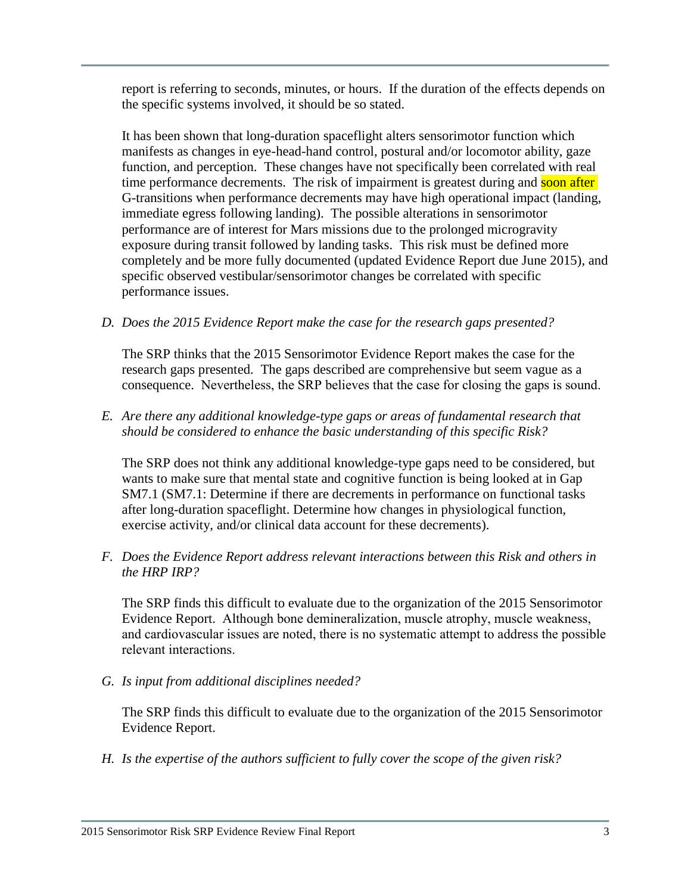report is referring to seconds, minutes, or hours. If the duration of the effects depends on the specific systems involved, it should be so stated.

It has been shown that long-duration spaceflight alters sensorimotor function which manifests as changes in eye-head-hand control, postural and/or locomotor ability, gaze function, and perception. These changes have not specifically been correlated with real time performance decrements. The risk of impairment is greatest during and soon after G-transitions when performance decrements may have high operational impact (landing, immediate egress following landing). The possible alterations in sensorimotor performance are of interest for Mars missions due to the prolonged microgravity exposure during transit followed by landing tasks. This risk must be defined more completely and be more fully documented (updated Evidence Report due June 2015), and specific observed vestibular/sensorimotor changes be correlated with specific performance issues.

D. *Does the 2015 Evidence Report make the case for the research gaps presented?*

The SRP thinks that the 2015 Sensorimotor Evidence Report makes the case for the research gaps presented. The gaps described are comprehensive but seem vague as a consequence. Nevertheless, the SRP believes that the case for closing the gaps is sound.

E. *Are there any additional knowledge-type gaps or areas of fundamental research that should be considered to enhance the basic understanding of this specific Risk?*

The SRP does not think any additional knowledge-type gaps need to be considered, but wants to make sure that mental state and cognitive function is being looked at in Gap SM7.1 (SM7.1: Determine if there are decrements in performance on functional tasks after long-duration spaceflight. Determine how changes in physiological function, exercise activity, and/or clinical data account for these decrements).

F. *Does the Evidence Report address relevant interactions between this Risk and others in the HRP IRP?*

The SRP finds this difficult to evaluate due to the organization of the 2015 Sensorimotor Evidence Report. Although bone demineralization, muscle atrophy, muscle weakness, and cardiovascular issues are noted, there is no systematic attempt to address the possible relevant interactions.

G. *Is input from additional disciplines needed?*

The SRP finds this difficult to evaluate due to the organization of the 2015 Sensorimotor Evidence Report.

H. *Is the expertise of the authors sufficient to fully cover the scope of the given risk?*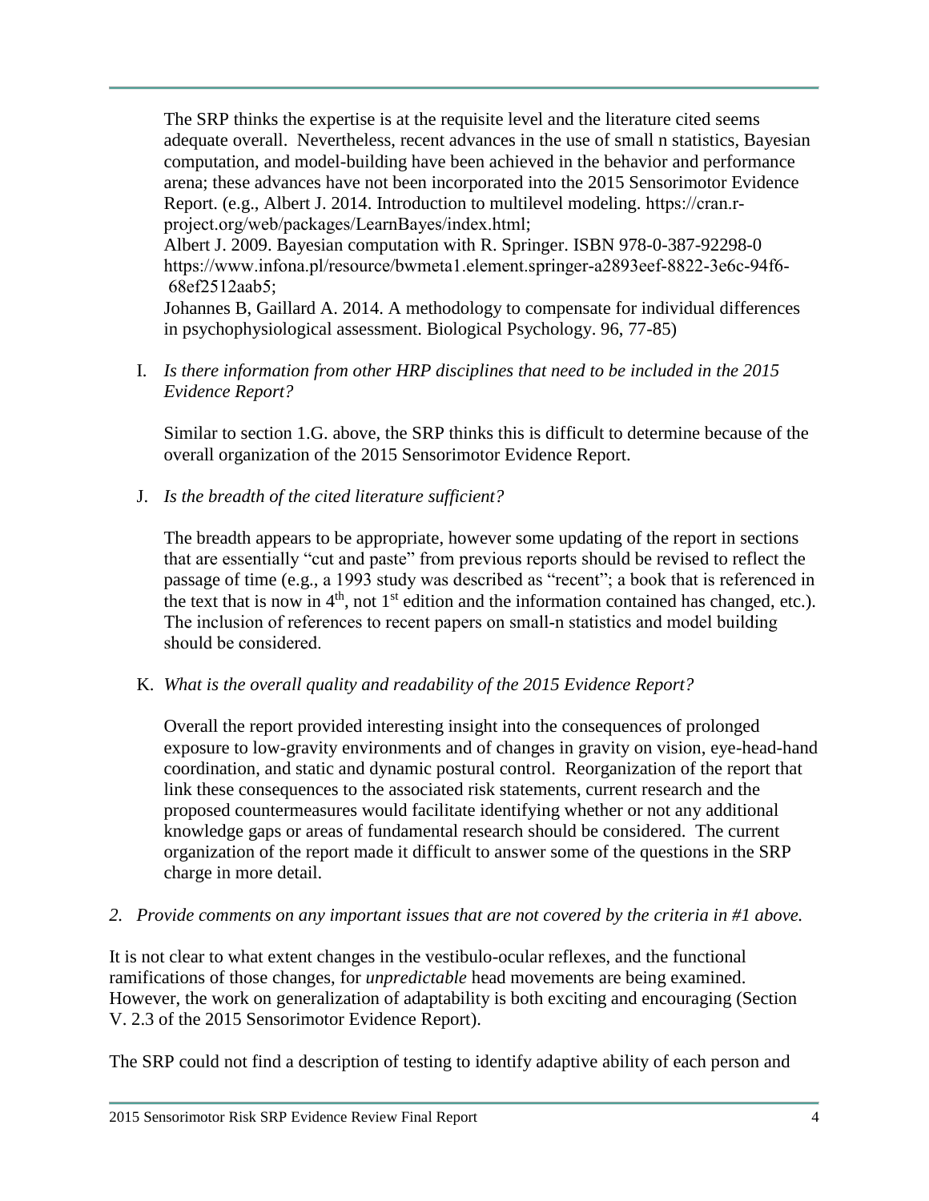The SRP thinks the expertise is at the requisite level and the literature cited seems adequate overall. Nevertheless, recent advances in the use of small n statistics, Bayesian computation, and model-building have been achieved in the behavior and performance arena; these advances have not been incorporated into the 2015 Sensorimotor Evidence Report. (e.g., Albert J. 2014. Introduction to multilevel modeling. https://cran.r-project.org/web/packages/LearnBayes/index.html;
Albert J. 2009. Bayesian computation with R. Springer. ISBN 978-0-387-92298-0 https://www.infona.pl/resource/bwmeta1.element.springer-a2893eef-8822-3e6c-94f6-68ef2512aab5;
Johannes B, Gaillard A. 2014. A methodology to compensate for individual differences in psychophysiological assessment. Biological Psychology. 96, 77-85)

I. *Is there information from other HRP disciplines that need to be included in the 2015 Evidence Report?*

Similar to section 1.G. above, the SRP thinks this is difficult to determine because of the overall organization of the 2015 Sensorimotor Evidence Report.

J. *Is the breadth of the cited literature sufficient?*

The breadth appears to be appropriate, however some updating of the report in sections that are essentially "cut and paste" from previous reports should be revised to reflect the passage of time (e.g., a 1993 study was described as "recent"; a book that is referenced in the text that is now in 4th, not 1st edition and the information contained has changed, etc.). The inclusion of references to recent papers on small-n statistics and model building should be considered.

K. *What is the overall quality and readability of the 2015 Evidence Report?*

Overall the report provided interesting insight into the consequences of prolonged exposure to low-gravity environments and of changes in gravity on vision, eye-head-hand coordination, and static and dynamic postural control. Reorganization of the report that link these consequences to the associated risk statements, current research and the proposed countermeasures would facilitate identifying whether or not any additional knowledge gaps or areas of fundamental research should be considered. The current organization of the report made it difficult to answer some of the questions in the SRP charge in more detail.

2. *Provide comments on any important issues that are not covered by the criteria in #1 above.*

It is not clear to what extent changes in the vestibulo-ocular reflexes, and the functional ramifications of those changes, for *unpredictable* head movements are being examined. However, the work on generalization of adaptability is both exciting and encouraging (Section V. 2.3 of the 2015 Sensorimotor Evidence Report).

The SRP could not find a description of testing to identify adaptive ability of each person and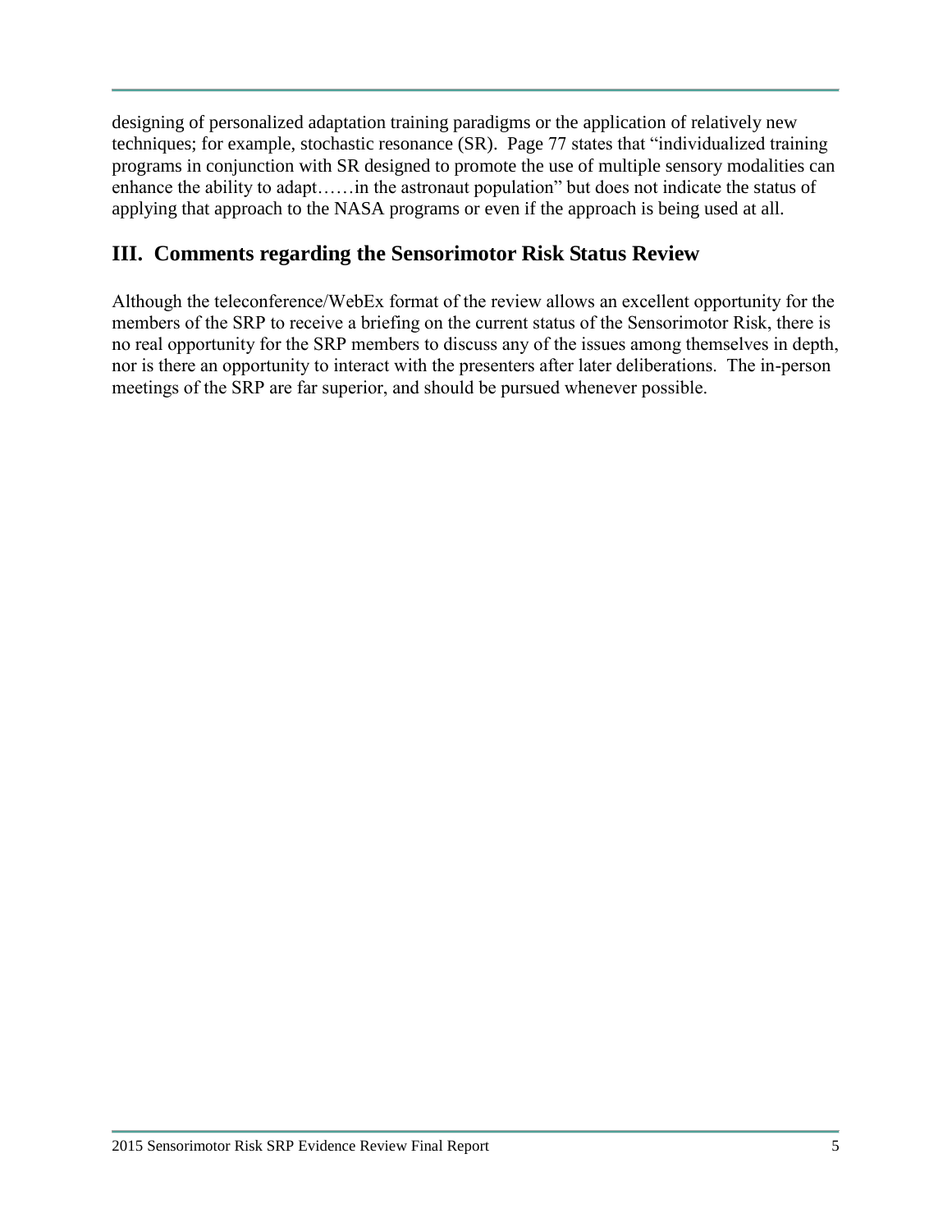designing of personalized adaptation training paradigms or the application of relatively new techniques; for example, stochastic resonance (SR). Page 77 states that "individualized training programs in conjunction with SR designed to promote the use of multiple sensory modalities can enhance the ability to adapt……in the astronaut population" but does not indicate the status of applying that approach to the NASA programs or even if the approach is being used at all.

## III. Comments regarding the Sensorimotor Risk Status Review

Although the teleconference/WebEx format of the review allows an excellent opportunity for the members of the SRP to receive a briefing on the current status of the Sensorimotor Risk, there is no real opportunity for the SRP members to discuss any of the issues among themselves in depth, nor is there an opportunity to interact with the presenters after later deliberations. The in-person meetings of the SRP are far superior, and should be pursued whenever possible.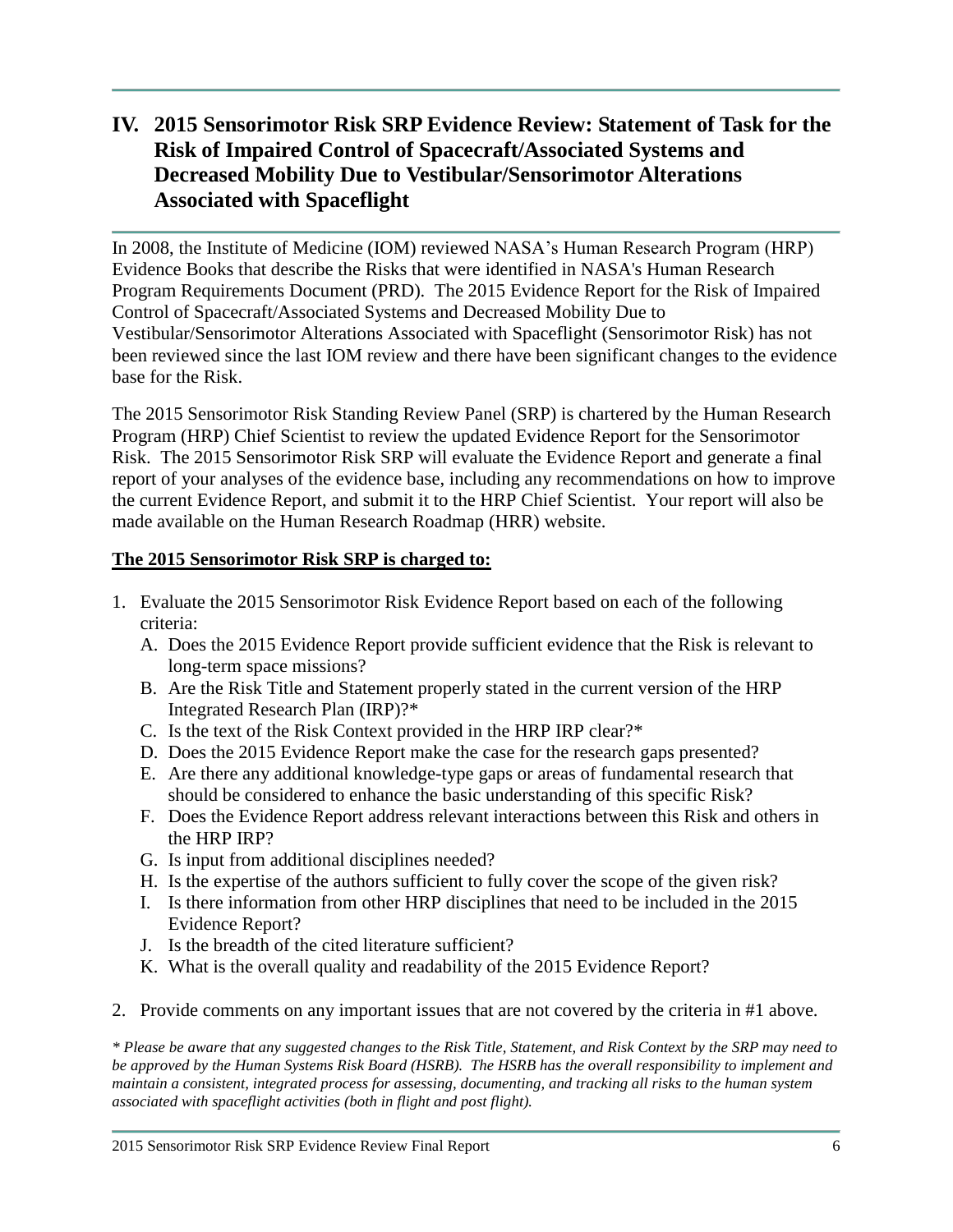# IV. 2015 Sensorimotor Risk SRP Evidence Review: Statement of Task for the Risk of Impaired Control of Spacecraft/Associated Systems and Decreased Mobility Due to Vestibular/Sensorimotor Alterations Associated with Spaceflight

In 2008, the Institute of Medicine (IOM) reviewed NASA's Human Research Program (HRP) Evidence Books that describe the Risks that were identified in NASA's Human Research Program Requirements Document (PRD). The 2015 Evidence Report for the Risk of Impaired Control of Spacecraft/Associated Systems and Decreased Mobility Due to Vestibular/Sensorimotor Alterations Associated with Spaceflight (Sensorimotor Risk) has not been reviewed since the last IOM review and there have been significant changes to the evidence base for the Risk.

The 2015 Sensorimotor Risk Standing Review Panel (SRP) is chartered by the Human Research Program (HRP) Chief Scientist to review the updated Evidence Report for the Sensorimotor Risk. The 2015 Sensorimotor Risk SRP will evaluate the Evidence Report and generate a final report of your analyses of the evidence base, including any recommendations on how to improve the current Evidence Report, and submit it to the HRP Chief Scientist. Your report will also be made available on the Human Research Roadmap (HRR) website.

**<u>The 2015 Sensorimotor Risk SRP is charged to:</u>**

1. Evaluate the 2015 Sensorimotor Risk Evidence Report based on each of the following criteria:
   A. Does the 2015 Evidence Report provide sufficient evidence that the Risk is relevant to long-term space missions?
   B. Are the Risk Title and Statement properly stated in the current version of the HRP Integrated Research Plan (IRP)?*
   C. Is the text of the Risk Context provided in the HRP IRP clear?*
   D. Does the 2015 Evidence Report make the case for the research gaps presented?
   E. Are there any additional knowledge-type gaps or areas of fundamental research that should be considered to enhance the basic understanding of this specific Risk?
   F. Does the Evidence Report address relevant interactions between this Risk and others in the HRP IRP?
   G. Is input from additional disciplines needed?
   H. Is the expertise of the authors sufficient to fully cover the scope of the given risk?
   I. Is there information from other HRP disciplines that need to be included in the 2015 Evidence Report?
   J. Is the breadth of the cited literature sufficient?
   K. What is the overall quality and readability of the 2015 Evidence Report?

2. Provide comments on any important issues that are not covered by the criteria in #1 above.

*\* Please be aware that any suggested changes to the Risk Title, Statement, and Risk Context by the SRP may need to be approved by the Human Systems Risk Board (HSRB). The HSRB has the overall responsibility to implement and maintain a consistent, integrated process for assessing, documenting, and tracking all risks to the human system associated with spaceflight activities (both in flight and post flight).*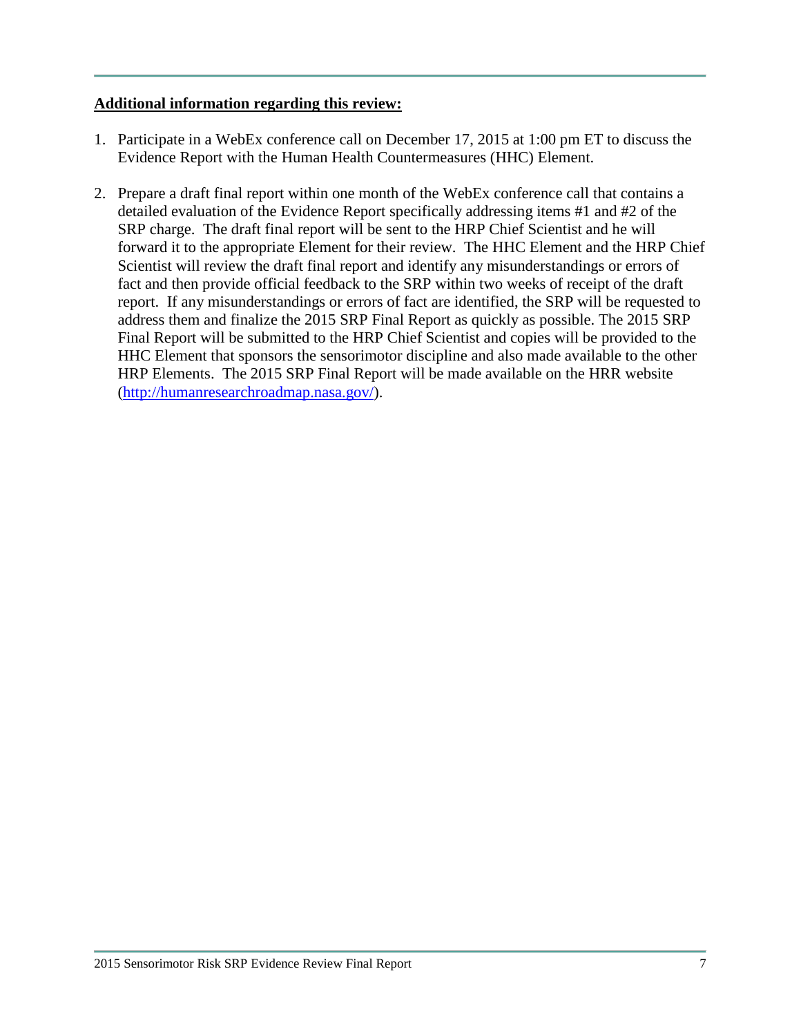**Additional information regarding this review:**

1. Participate in a WebEx conference call on December 17, 2015 at 1:00 pm ET to discuss the Evidence Report with the Human Health Countermeasures (HHC) Element.

2. Prepare a draft final report within one month of the WebEx conference call that contains a detailed evaluation of the Evidence Report specifically addressing items #1 and #2 of the SRP charge. The draft final report will be sent to the HRP Chief Scientist and he will forward it to the appropriate Element for their review. The HHC Element and the HRP Chief Scientist will review the draft final report and identify any misunderstandings or errors of fact and then provide official feedback to the SRP within two weeks of receipt of the draft report. If any misunderstandings or errors of fact are identified, the SRP will be requested to address them and finalize the 2015 SRP Final Report as quickly as possible. The 2015 SRP Final Report will be submitted to the HRP Chief Scientist and copies will be provided to the HHC Element that sponsors the sensorimotor discipline and also made available to the other HRP Elements. The 2015 SRP Final Report will be made available on the HRR website ([http://humanresearchroadmap.nasa.gov/](http://humanresearchroadmap.nasa.gov/)).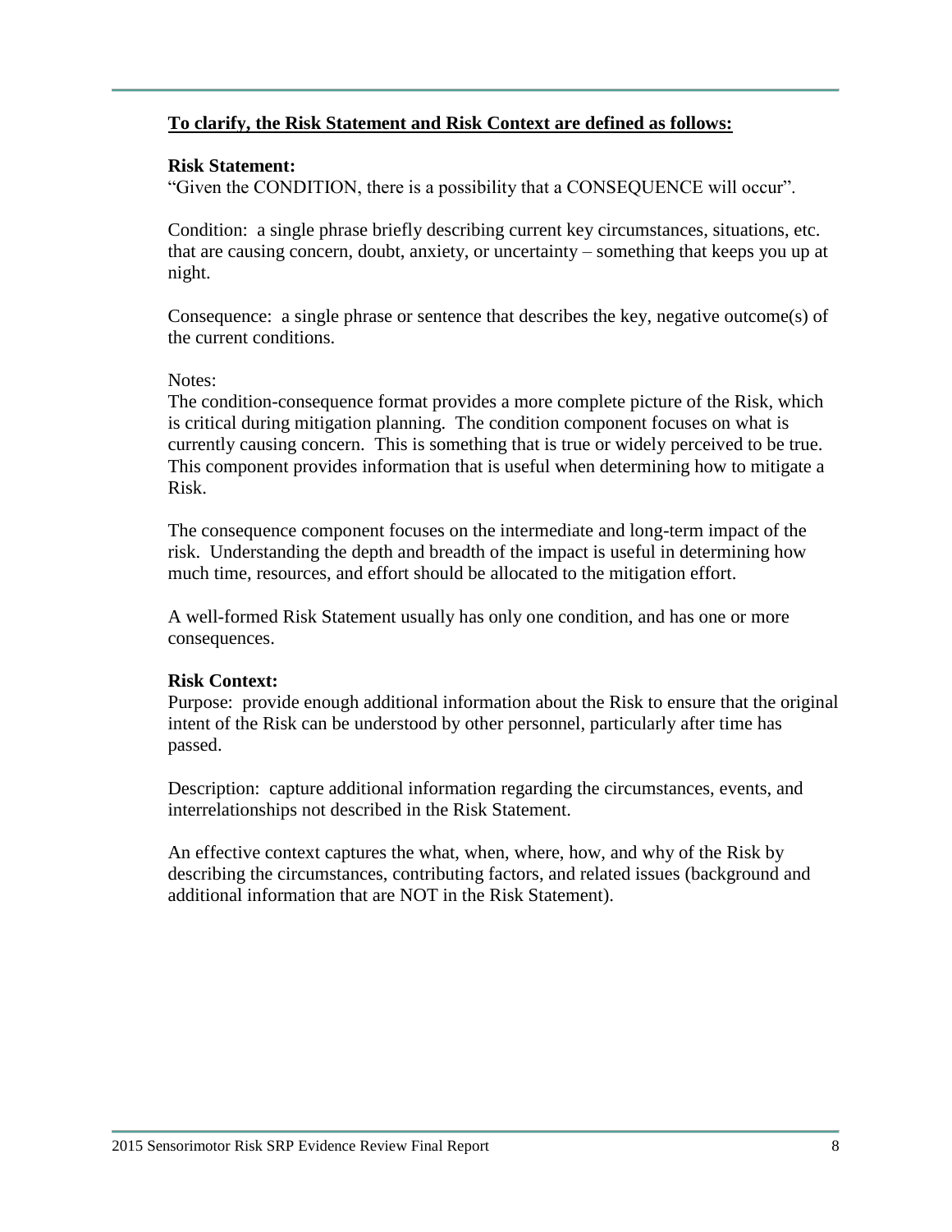**<u>To clarify, the Risk Statement and Risk Context are defined as follows:</u>**

**Risk Statement:**

"Given the CONDITION, there is a possibility that a CONSEQUENCE will occur".

Condition: a single phrase briefly describing current key circumstances, situations, etc. that are causing concern, doubt, anxiety, or uncertainty – something that keeps you up at night.

Consequence: a single phrase or sentence that describes the key, negative outcome(s) of the current conditions.

Notes:

The condition-consequence format provides a more complete picture of the Risk, which is critical during mitigation planning. The condition component focuses on what is currently causing concern. This is something that is true or widely perceived to be true. This component provides information that is useful when determining how to mitigate a Risk.

The consequence component focuses on the intermediate and long-term impact of the risk. Understanding the depth and breadth of the impact is useful in determining how much time, resources, and effort should be allocated to the mitigation effort.

A well-formed Risk Statement usually has only one condition, and has one or more consequences.

**Risk Context:**

Purpose: provide enough additional information about the Risk to ensure that the original intent of the Risk can be understood by other personnel, particularly after time has passed.

Description: capture additional information regarding the circumstances, events, and interrelationships not described in the Risk Statement.

An effective context captures the what, when, where, how, and why of the Risk by describing the circumstances, contributing factors, and related issues (background and additional information that are NOT in the Risk Statement).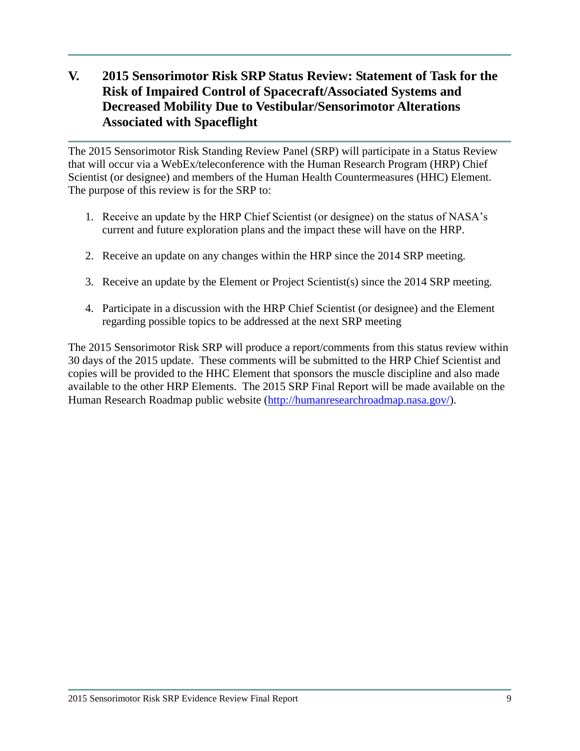## V. 2015 Sensorimotor Risk SRP Status Review: Statement of Task for the Risk of Impaired Control of Spacecraft/Associated Systems and Decreased Mobility Due to Vestibular/Sensorimotor Alterations Associated with Spaceflight

The 2015 Sensorimotor Risk Standing Review Panel (SRP) will participate in a Status Review that will occur via a WebEx/teleconference with the Human Research Program (HRP) Chief Scientist (or designee) and members of the Human Health Countermeasures (HHC) Element. The purpose of this review is for the SRP to:

1. Receive an update by the HRP Chief Scientist (or designee) on the status of NASA's current and future exploration plans and the impact these will have on the HRP.

2. Receive an update on any changes within the HRP since the 2014 SRP meeting.

3. Receive an update by the Element or Project Scientist(s) since the 2014 SRP meeting.

4. Participate in a discussion with the HRP Chief Scientist (or designee) and the Element regarding possible topics to be addressed at the next SRP meeting

The 2015 Sensorimotor Risk SRP will produce a report/comments from this status review within 30 days of the 2015 update. These comments will be submitted to the HRP Chief Scientist and copies will be provided to the HHC Element that sponsors the muscle discipline and also made available to the other HRP Elements. The 2015 SRP Final Report will be made available on the Human Research Roadmap public website (http://humanresearchroadmap.nasa.gov/).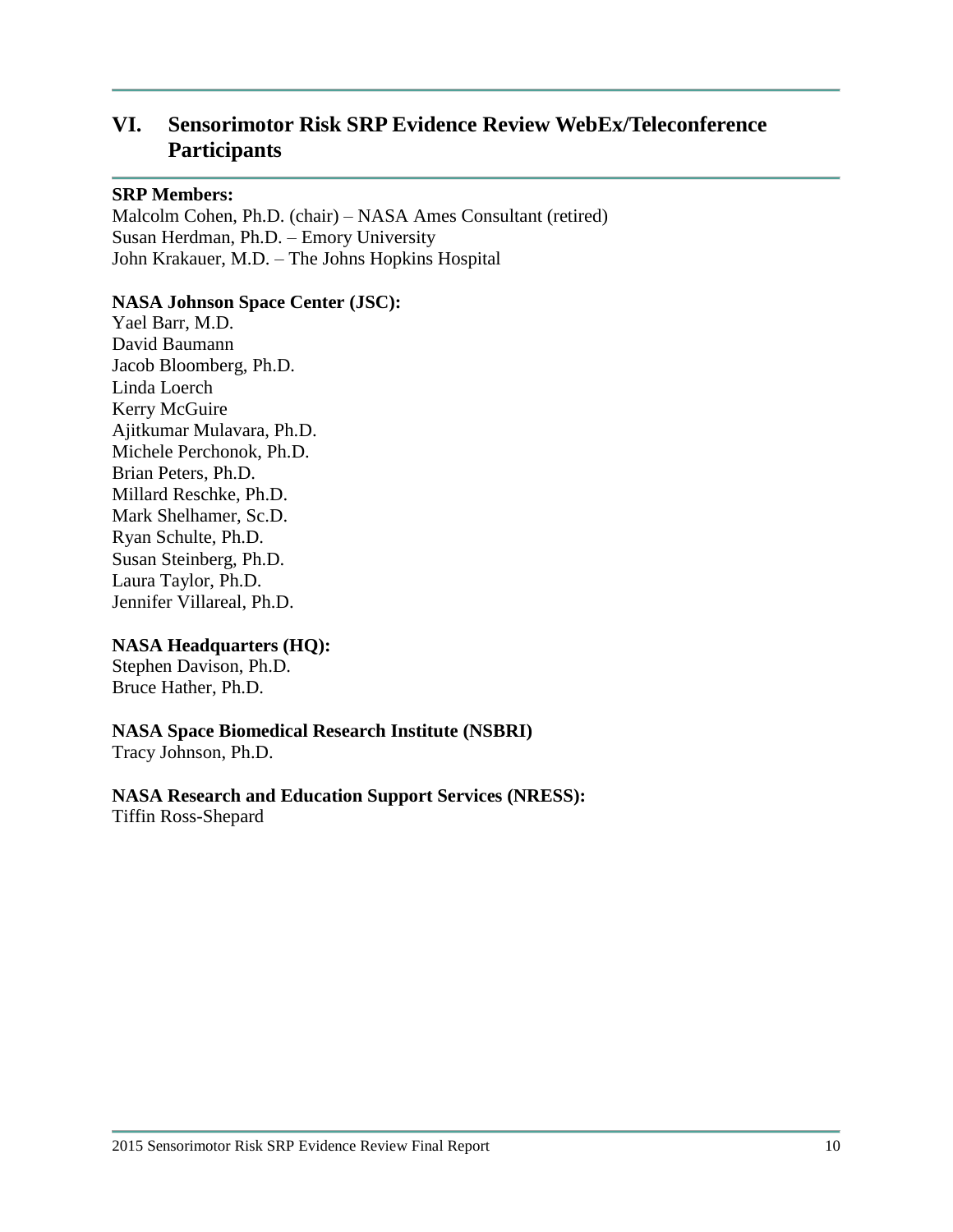## VI. Sensorimotor Risk SRP Evidence Review WebEx/Teleconference Participants

**SRP Members:**

Malcolm Cohen, Ph.D. (chair) – NASA Ames Consultant (retired)
Susan Herdman, Ph.D. – Emory University
John Krakauer, M.D. – The Johns Hopkins Hospital

**NASA Johnson Space Center (JSC):**

Yael Barr, M.D.
David Baumann
Jacob Bloomberg, Ph.D.
Linda Loerch
Kerry McGuire
Ajitkumar Mulavara, Ph.D.
Michele Perchonok, Ph.D.
Brian Peters, Ph.D.
Millard Reschke, Ph.D.
Mark Shelhamer, Sc.D.
Ryan Schulte, Ph.D.
Susan Steinberg, Ph.D.
Laura Taylor, Ph.D.
Jennifer Villareal, Ph.D.

**NASA Headquarters (HQ):**

Stephen Davison, Ph.D.
Bruce Hather, Ph.D.

**NASA Space Biomedical Research Institute (NSBRI)**

Tracy Johnson, Ph.D.

**NASA Research and Education Support Services (NRESS):**

Tiffin Ross-Shepard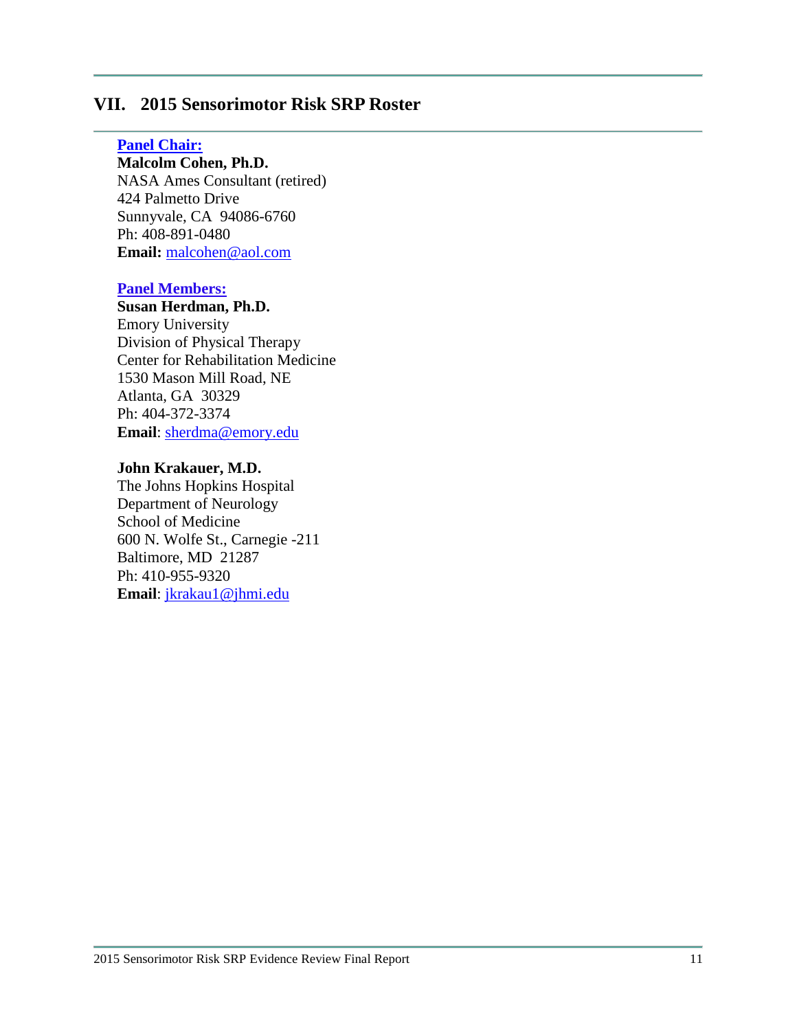## VII. 2015 Sensorimotor Risk SRP Roster

**Panel Chair:**

**Malcolm Cohen, Ph.D.**
NASA Ames Consultant (retired)
424 Palmetto Drive
Sunnyvale, CA 94086-6760
Ph: 408-891-0480
**Email:** malcohen@aol.com

**Panel Members:**

**Susan Herdman, Ph.D.**
Emory University
Division of Physical Therapy
Center for Rehabilitation Medicine
1530 Mason Mill Road, NE
Atlanta, GA 30329
Ph: 404-372-3374
**Email**: sherdma@emory.edu

**John Krakauer, M.D.**
The Johns Hopkins Hospital
Department of Neurology
School of Medicine
600 N. Wolfe St., Carnegie -211
Baltimore, MD 21287
Ph: 410-955-9320
**Email**: jkrakau1@jhmi.edu